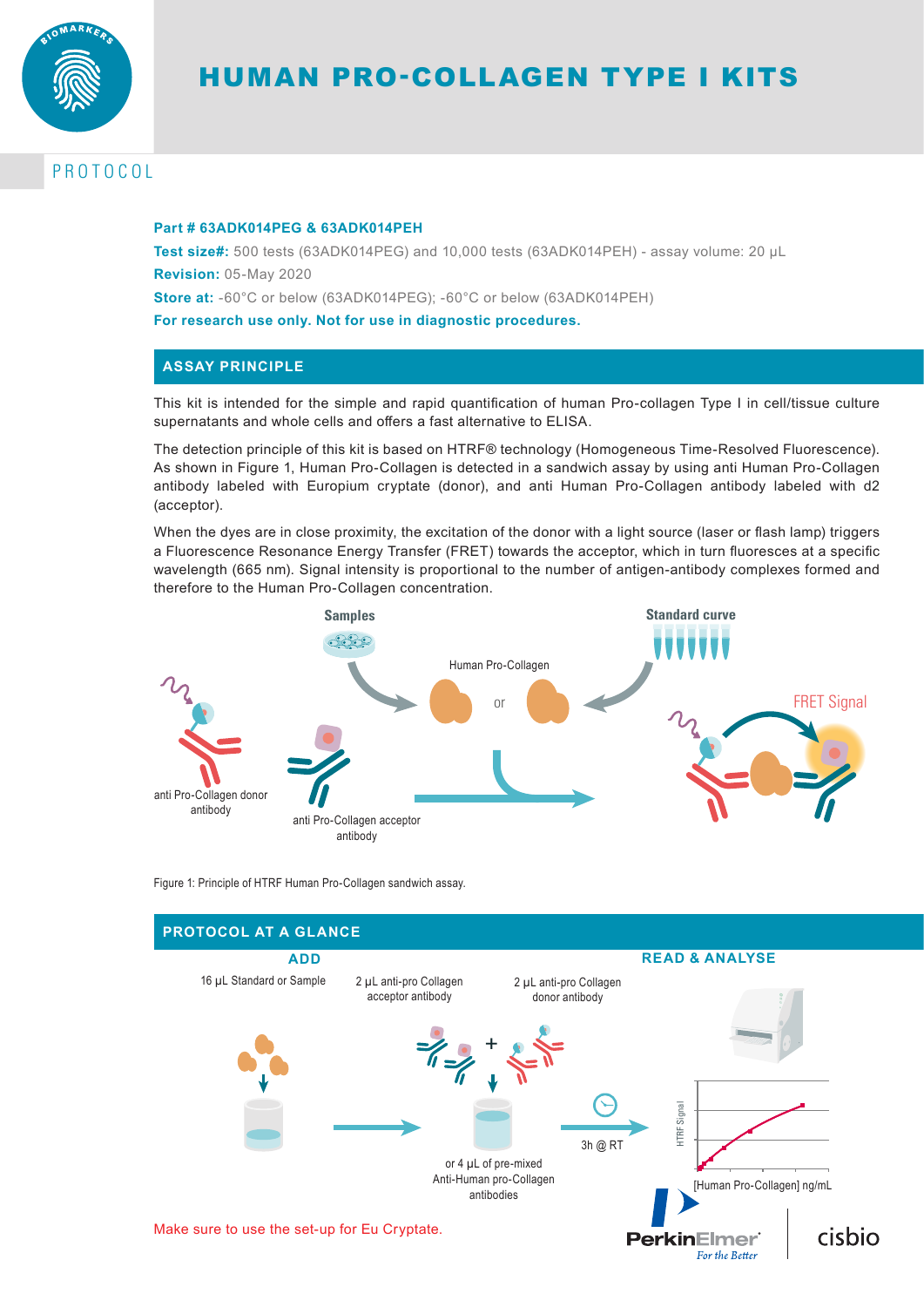# HUMAN PRO-COLLAGEN TYPE I KITS

PROTOCOL

**Part # 63ADK014PEG & 63ADK014PEH**

**Test size#:** 500 tests (63ADK014PEG) and 10,000 tests (63ADK014PEH) - assay volume: 20 µL

**Revision:** 05-May 2020

**Store at:** -60°C or below (63ADK014PEG); -60°C or below (63ADK014PEH)

**For research use only. Not for use in diagnostic procedures.**

## ASSAY PRINCIPLE

This kit is intended for the simple and rapid quantification of human Pro-collagen Type I in cell/tissue culture supernatants and whole cells and offers a fast alternative to ELISA.

The detection principle of this kit is based on HTRF® technology (Homogeneous Time-Resolved Fluorescence). As shown in Figure 1, Human Pro-Collagen is detected in a sandwich assay by using anti Human Pro-Collagen antibody labeled with Europium cryptate (donor), and anti Human Pro-Collagen antibody labeled with d2 (acceptor).

When the dyes are in close proximity, the excitation of the donor with a light source (laser or flash lamp) triggers a Fluorescence Resonance Energy Transfer (FRET) towards the acceptor, which in turn fluoresces at a specific wavelength (665 nm). Signal intensity is proportional to the number of antigen-antibody complexes formed and therefore to the Human Pro-Collagen concentration.

Figure 1: Principle of HTRF Human Pro-Collagen sandwich assay.

## PROTOCOL AT A GLANCE

**ADD**

- 16 µL Standard or Sample
- 2 µL anti-pro Collagen acceptor antibody + 2 µL anti-pro Collagen donor antibody (or 4 µL of pre-mixed Anti-Human pro-Collagen antibodies)
- 3h @ RT

**READ & ANALYSE**

Make sure to use the set-up for Eu Cryptate.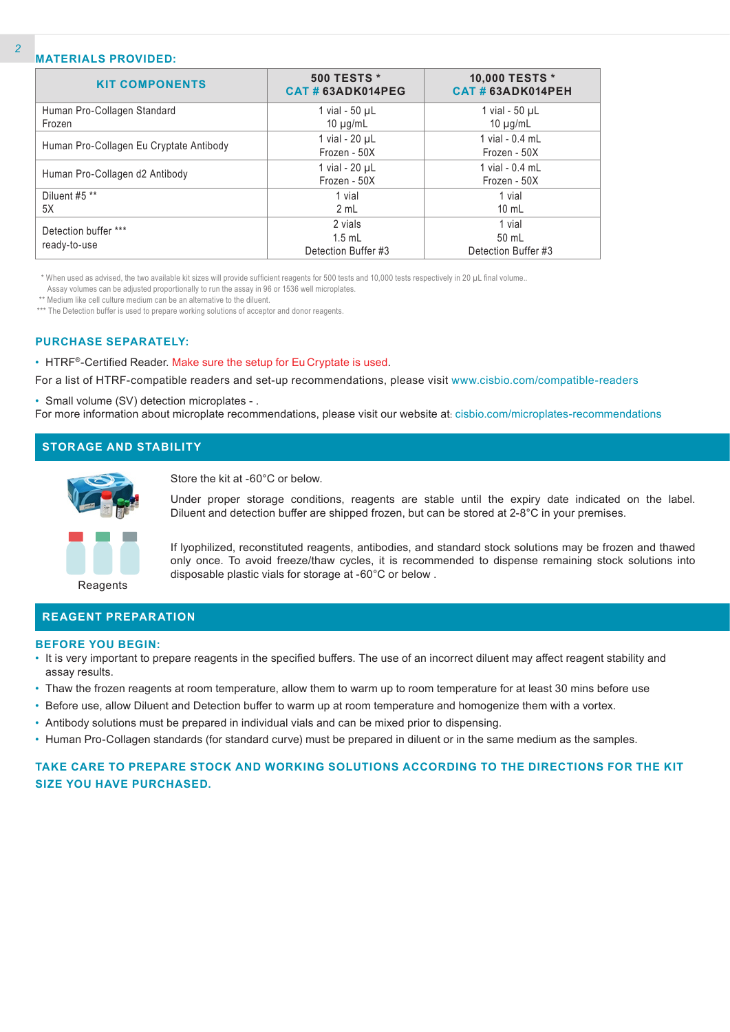## MATERIALS PROVIDED:

| KIT COMPONENTS | 500 TESTS * CAT # 63ADK014PEG | 10,000 TESTS * CAT # 63ADK014PEH |
|---|---|---|
| Human Pro-Collagen Standard Frozen | 1 vial - 50 µL 10 µg/mL | 1 vial - 50 µL 10 µg/mL |
| Human Pro-Collagen Eu Cryptate Antibody | 1 vial - 20 µL Frozen - 50X | 1 vial - 0.4 mL Frozen - 50X |
| Human Pro-Collagen d2 Antibody | 1 vial - 20 µL Frozen - 50X | 1 vial - 0.4 mL Frozen - 50X |
| Diluent #5 ** 5X | 1 vial 2 mL | 1 vial 10 mL |
| Detection buffer *** ready-to-use | 2 vials 1.5 mL Detection Buffer #3 | 1 vial 50 mL Detection Buffer #3 |

* When used as advised, the two available kit sizes will provide sufficient reagents for 500 tests and 10,000 tests respectively in 20 µL final volume.. Assay volumes can be adjusted proportionally to run the assay in 96 or 1536 well microplates.

** Medium like cell culture medium can be an alternative to the diluent.

*** The Detection buffer is used to prepare working solutions of acceptor and donor reagents.

## PURCHASE SEPARATELY:

- HTRF®-Certified Reader. Make sure the setup for Eu Cryptate is used.

For a list of HTRF-compatible readers and set-up recommendations, please visit www.cisbio.com/compatible-readers

- Small volume (SV) detection microplates - .

For more information about microplate recommendations, please visit our website at: cisbio.com/microplates-recommendations

## STORAGE AND STABILITY

Reagents

Store the kit at -60°C or below.

Under proper storage conditions, reagents are stable until the expiry date indicated on the label. Diluent and detection buffer are shipped frozen, but can be stored at 2-8°C in your premises.

If lyophilized, reconstituted reagents, antibodies, and standard stock solutions may be frozen and thawed only once. To avoid freeze/thaw cycles, it is recommended to dispense remaining stock solutions into disposable plastic vials for storage at -60°C or below .

## REAGENT PREPARATION

### BEFORE YOU BEGIN:

- It is very important to prepare reagents in the specified buffers. The use of an incorrect diluent may affect reagent stability and assay results.
- Thaw the frozen reagents at room temperature, allow them to warm up to room temperature for at least 30 mins before use
- Before use, allow Diluent and Detection buffer to warm up at room temperature and homogenize them with a vortex.
- Antibody solutions must be prepared in individual vials and can be mixed prior to dispensing.
- Human Pro-Collagen standards (for standard curve) must be prepared in diluent or in the same medium as the samples.

**TAKE CARE TO PREPARE STOCK AND WORKING SOLUTIONS ACCORDING TO THE DIRECTIONS FOR THE KIT SIZE YOU HAVE PURCHASED.**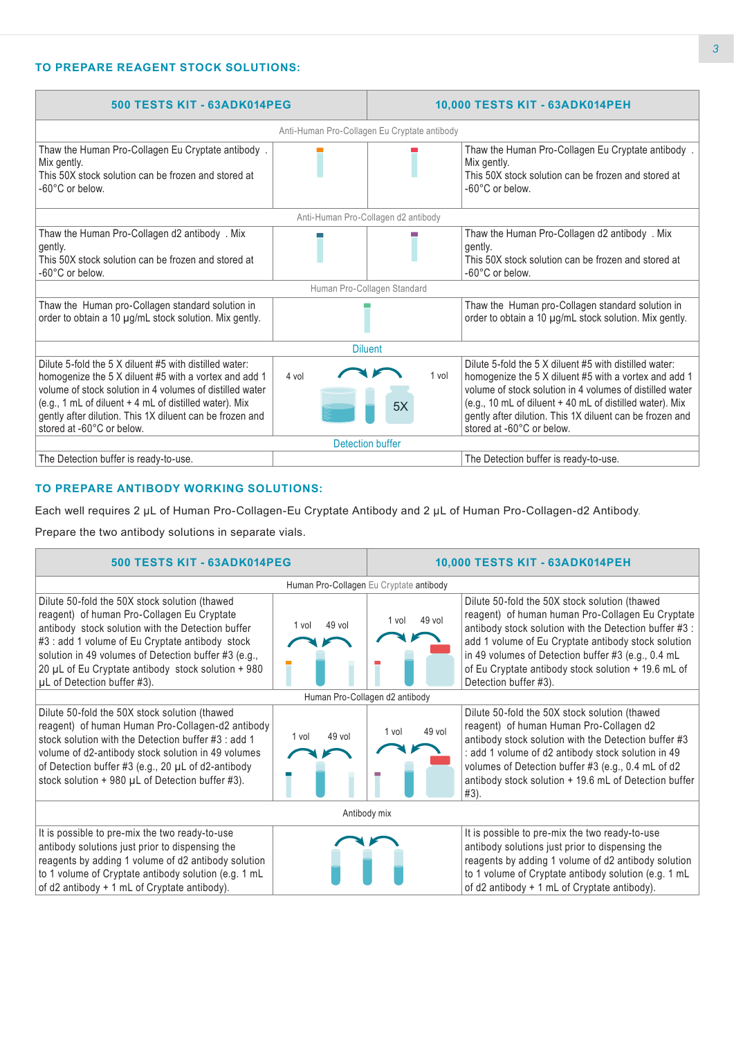### TO PREPARE REAGENT STOCK SOLUTIONS:

| 500 TESTS KIT - 63ADK014PEG | | | 10,000 TESTS KIT - 63ADK014PEH |
|---|---|---|---|
| Anti-Human Pro-Collagen Eu Cryptate antibody | | | |
| Thaw the Human Pro-Collagen Eu Cryptate antibody . Mix gently. This 50X stock solution can be frozen and stored at -60°C or below. | | | Thaw the Human Pro-Collagen Eu Cryptate antibody . Mix gently. This 50X stock solution can be frozen and stored at -60°C or below. |
| Anti-Human Pro-Collagen d2 antibody | | | |
| Thaw the Human Pro-Collagen d2 antibody . Mix gently. This 50X stock solution can be frozen and stored at -60°C or below. | | | Thaw the Human Pro-Collagen d2 antibody . Mix gently. This 50X stock solution can be frozen and stored at -60°C or below. |
| Human Pro-Collagen Standard | | | |
| Thaw the Human pro-Collagen standard solution in order to obtain a 10 µg/mL stock solution. Mix gently. | | | Thaw the Human pro-Collagen standard solution in order to obtain a 10 µg/mL stock solution. Mix gently. |
| Diluent | | | |
| Dilute 5-fold the 5 X diluent #5 with distilled water: homogenize the 5 X diluent #5 with a vortex and add 1 volume of stock solution in 4 volumes of distilled water (e.g., 1 mL of diluent + 4 mL of distilled water). Mix gently after dilution. This 1X diluent can be frozen and stored at -60°C or below. | 4 vol | 1 vol 5X | Dilute 5-fold the 5 X diluent #5 with distilled water: homogenize the 5 X diluent #5 with a vortex and add 1 volume of stock solution in 4 volumes of distilled water (e.g., 10 mL of diluent + 40 mL of distilled water). Mix gently after dilution. This 1X diluent can be frozen and stored at -60°C or below. |
| Detection buffer | | | |
| The Detection buffer is ready-to-use. | | | The Detection buffer is ready-to-use. |

### TO PREPARE ANTIBODY WORKING SOLUTIONS:

Each well requires 2 µL of Human Pro-Collagen-Eu Cryptate Antibody and 2 µL of Human Pro-Collagen-d2 Antibody.

Prepare the two antibody solutions in separate vials.

| 500 TESTS KIT - 63ADK014PEG | | | 10,000 TESTS KIT - 63ADK014PEH |
|---|---|---|---|
| Human Pro-Collagen Eu Cryptate antibody | | | |
| Dilute 50-fold the 50X stock solution (thawed reagent) of human Pro-Collagen Eu Cryptate antibody stock solution with the Detection buffer #3 : add 1 volume of Eu Cryptate antibody stock solution in 49 volumes of Detection buffer #3 (e.g., 20 µL of Eu Cryptate antibody stock solution + 980 µL of Detection buffer #3). | 1 vol 49 vol | 1 vol 49 vol | Dilute 50-fold the 50X stock solution (thawed reagent) of human human Pro-Collagen Eu Cryptate antibody stock solution with the Detection buffer #3 : add 1 volume of Eu Cryptate antibody stock solution in 49 volumes of Detection buffer #3 (e.g., 0.4 mL of Eu Cryptate antibody stock solution + 19.6 mL of Detection buffer #3). |
| Human Pro-Collagen d2 antibody | | | |
| Dilute 50-fold the 50X stock solution (thawed reagent) of human Human Pro-Collagen-d2 antibody stock solution with the Detection buffer #3 : add 1 volume of d2-antibody stock solution in 49 volumes of Detection buffer #3 (e.g., 20 µL of d2-antibody stock solution + 980 µL of Detection buffer #3). | 1 vol 49 vol | 1 vol 49 vol | Dilute 50-fold the 50X stock solution (thawed reagent) of human Human Pro-Collagen d2 antibody stock solution with the Detection buffer #3 : add 1 volume of d2 antibody stock solution in 49 volumes of Detection buffer #3 (e.g., 0.4 mL of d2 antibody stock solution + 19.6 mL of Detection buffer #3). |
| Antibody mix | | | |
| It is possible to pre-mix the two ready-to-use antibody solutions just prior to dispensing the reagents by adding 1 volume of d2 antibody solution to 1 volume of Cryptate antibody solution (e.g. 1 mL of d2 antibody + 1 mL of Cryptate antibody). | | | It is possible to pre-mix the two ready-to-use antibody solutions just prior to dispensing the reagents by adding 1 volume of d2 antibody solution to 1 volume of Cryptate antibody solution (e.g. 1 mL of d2 antibody + 1 mL of Cryptate antibody). |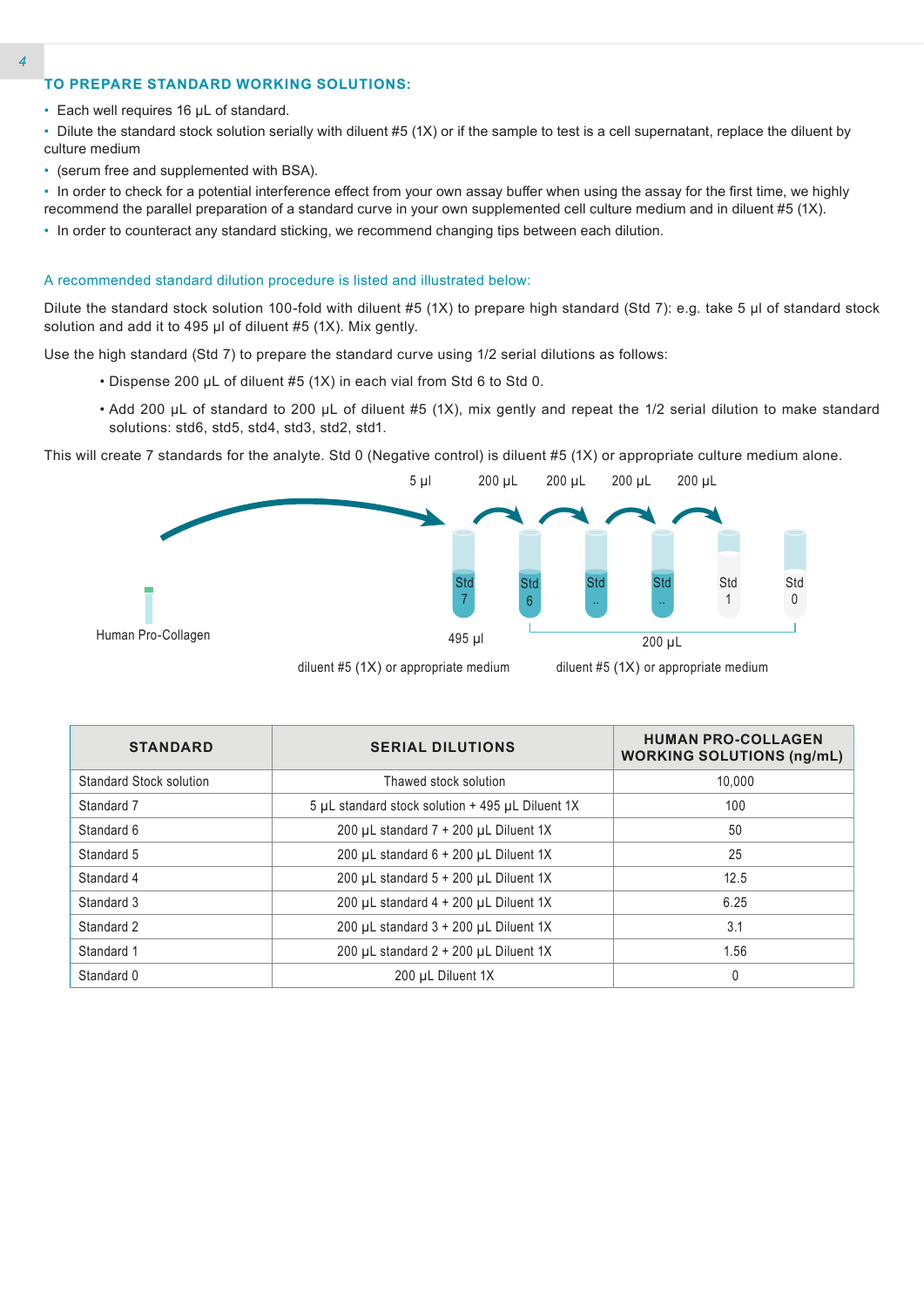## TO PREPARE STANDARD WORKING SOLUTIONS:

- Each well requires 16 µL of standard.
- Dilute the standard stock solution serially with diluent #5 (1X) or if the sample to test is a cell supernatant, replace the diluent by culture medium
- (serum free and supplemented with BSA).
- In order to check for a potential interference effect from your own assay buffer when using the assay for the first time, we highly recommend the parallel preparation of a standard curve in your own supplemented cell culture medium and in diluent #5 (1X).
- In order to counteract any standard sticking, we recommend changing tips between each dilution.

A recommended standard dilution procedure is listed and illustrated below:

Dilute the standard stock solution 100-fold with diluent #5 (1X) to prepare high standard (Std 7): e.g. take 5 µl of standard stock solution and add it to 495 µl of diluent #5 (1X). Mix gently.

Use the high standard (Std 7) to prepare the standard curve using 1/2 serial dilutions as follows:

- Dispense 200 µL of diluent #5 (1X) in each vial from Std 6 to Std 0.
- Add 200 µL of standard to 200 µL of diluent #5 (1X), mix gently and repeat the 1/2 serial dilution to make standard solutions: std6, std5, std4, std3, std2, std1.

This will create 7 standards for the analyte. Std 0 (Negative control) is diluent #5 (1X) or appropriate culture medium alone.

5 µl 200 µL 200 µL 200 µL 200 µL

Human Pro-Collagen — Std 7 — Std 6 — Std .. — Std .. — Std 1 — Std 0

495 µl diluent #5 (1X) or appropriate medium

200 µL diluent #5 (1X) or appropriate medium

| STANDARD | SERIAL DILUTIONS | HUMAN PRO-COLLAGEN WORKING SOLUTIONS (ng/mL) |
|---|---|---|
| Standard Stock solution | Thawed stock solution | 10,000 |
| Standard 7 | 5 µL standard stock solution + 495 µL Diluent 1X | 100 |
| Standard 6 | 200 µL standard 7 + 200 µL Diluent 1X | 50 |
| Standard 5 | 200 µL standard 6 + 200 µL Diluent 1X | 25 |
| Standard 4 | 200 µL standard 5 + 200 µL Diluent 1X | 12.5 |
| Standard 3 | 200 µL standard 4 + 200 µL Diluent 1X | 6.25 |
| Standard 2 | 200 µL standard 3 + 200 µL Diluent 1X | 3.1 |
| Standard 1 | 200 µL standard 2 + 200 µL Diluent 1X | 1.56 |
| Standard 0 | 200 µL Diluent 1X | 0 |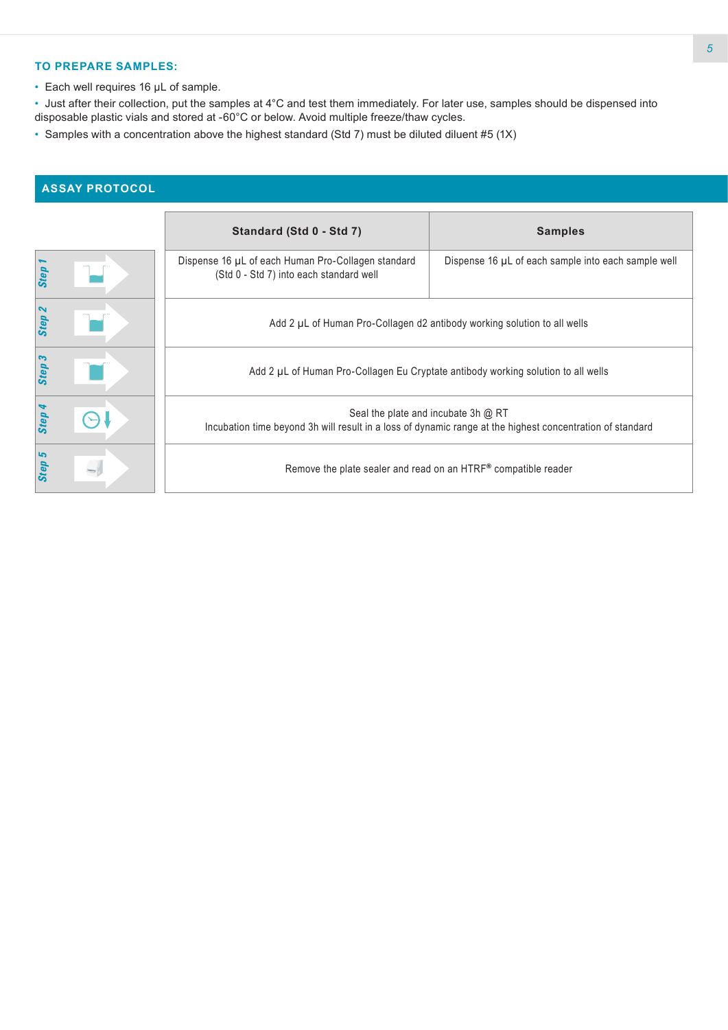### TO PREPARE SAMPLES:

- Each well requires 16 µL of sample.
- Just after their collection, put the samples at 4°C and test them immediately. For later use, samples should be dispensed into disposable plastic vials and stored at -60°C or below. Avoid multiple freeze/thaw cycles.
- Samples with a concentration above the highest standard (Std 7) must be diluted diluent #5 (1X)

## ASSAY PROTOCOL

| | Standard (Std 0 - Std 7) | Samples |
|---|---|---|
| Step 1 | Dispense 16 µL of each Human Pro-Collagen standard (Std 0 - Std 7) into each standard well | Dispense 16 µL of each sample into each sample well |
| Step 2 | Add 2 µL of Human Pro-Collagen d2 antibody working solution to all wells | |
| Step 3 | Add 2 µL of Human Pro-Collagen Eu Cryptate antibody working solution to all wells | |
| Step 4 | Seal the plate and incubate 3h @ RT<br>Incubation time beyond 3h will result in a loss of dynamic range at the highest concentration of standard | |
| Step 5 | Remove the plate sealer and read on an HTRF® compatible reader | |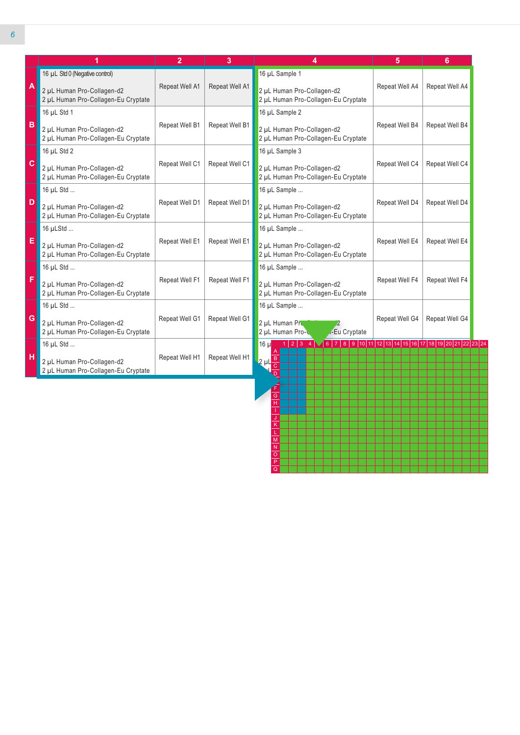|   | 1 | 2 | 3 | 4 | 5 | 6 |
|---|---|---|---|---|---|---|
| A | 16 µL Std 0 (Negative control)<br><br>2 µL Human Pro-Collagen-d2<br>2 µL Human Pro-Collagen-Eu Cryptate | Repeat Well A1 | Repeat Well A1 | 16 µL Sample 1<br><br>2 µL Human Pro-Collagen-d2<br>2 µL Human Pro-Collagen-Eu Cryptate | Repeat Well A4 | Repeat Well A4 |
| B | 16 µL Std 1<br><br>2 µL Human Pro-Collagen-d2<br>2 µL Human Pro-Collagen-Eu Cryptate | Repeat Well B1 | Repeat Well B1 | 16 µL Sample 2<br><br>2 µL Human Pro-Collagen-d2<br>2 µL Human Pro-Collagen-Eu Cryptate | Repeat Well B4 | Repeat Well B4 |
| C | 16 µL Std 2<br><br>2 µL Human Pro-Collagen-d2<br>2 µL Human Pro-Collagen-Eu Cryptate | Repeat Well C1 | Repeat Well C1 | 16 µL Sample 3<br><br>2 µL Human Pro-Collagen-d2<br>2 µL Human Pro-Collagen-Eu Cryptate | Repeat Well C4 | Repeat Well C4 |
| D | 16 µL Std ...<br><br>2 µL Human Pro-Collagen-d2<br>2 µL Human Pro-Collagen-Eu Cryptate | Repeat Well D1 | Repeat Well D1 | 16 µL Sample ...<br><br>2 µL Human Pro-Collagen-d2<br>2 µL Human Pro-Collagen-Eu Cryptate | Repeat Well D4 | Repeat Well D4 |
| E | 16 µLStd ...<br><br>2 µL Human Pro-Collagen-d2<br>2 µL Human Pro-Collagen-Eu Cryptate | Repeat Well E1 | Repeat Well E1 | 16 µL Sample ...<br><br>2 µL Human Pro-Collagen-d2<br>2 µL Human Pro-Collagen-Eu Cryptate | Repeat Well E4 | Repeat Well E4 |
| F | 16 µL Std ...<br><br>2 µL Human Pro-Collagen-d2<br>2 µL Human Pro-Collagen-Eu Cryptate | Repeat Well F1 | Repeat Well F1 | 16 µL Sample ...<br><br>2 µL Human Pro-Collagen-d2<br>2 µL Human Pro-Collagen-Eu Cryptate | Repeat Well F4 | Repeat Well F4 |
| G | 16 µL Std ...<br><br>2 µL Human Pro-Collagen-d2<br>2 µL Human Pro-Collagen-Eu Cryptate | Repeat Well G1 | Repeat Well G1 | 16 µL Sample ...<br><br>2 µL Human Pro-Collagen-d2<br>2 µL Human Pro-Collagen-Eu Cryptate | Repeat Well G4 | Repeat Well G4 |
| H | 16 µL Std ...<br><br>2 µL Human Pro-Collagen-d2<br>2 µL Human Pro-Collagen-Eu Cryptate | Repeat Well H1 | Repeat Well H1 | 16 µL ...<br><br>2 µL ... | | |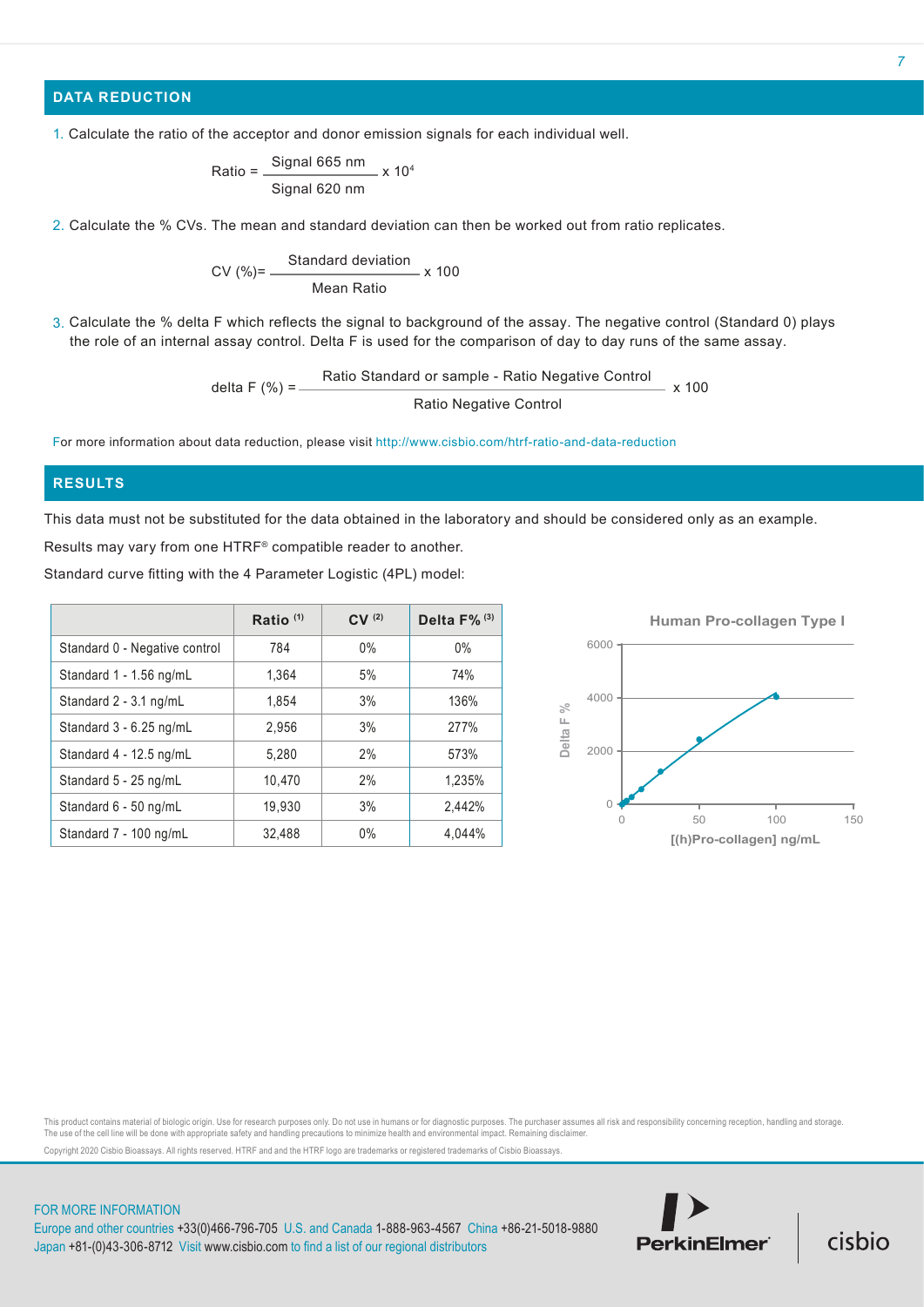## DATA REDUCTION

1. Calculate the ratio of the acceptor and donor emission signals for each individual well.

$$\text{Ratio} = \frac{\text{Signal 665 nm}}{\text{Signal 620 nm}} \times 10^4$$

2. Calculate the % CVs. The mean and standard deviation can then be worked out from ratio replicates.

$$\text{CV (\%)} = \frac{\text{Standard deviation}}{\text{Mean Ratio}} \times 100$$

3. Calculate the % delta F which reflects the signal to background of the assay. The negative control (Standard 0) plays the role of an internal assay control. Delta F is used for the comparison of day to day runs of the same assay.

$$\text{delta F (\%)} = \frac{\text{Ratio Standard or sample - Ratio Negative Control}}{\text{Ratio Negative Control}} \times 100$$

For more information about data reduction, please visit http://www.cisbio.com/htrf-ratio-and-data-reduction

## RESULTS

This data must not be substituted for the data obtained in the laboratory and should be considered only as an example.

Results may vary from one HTRF® compatible reader to another.

Standard curve fitting with the 4 Parameter Logistic (4PL) model:

| | Ratio (1) | CV (2) | Delta F% (3) |
|---|---|---|---|
| Standard 0 - Negative control | 784 | 0% | 0% |
| Standard 1 - 1.56 ng/mL | 1,364 | 5% | 74% |
| Standard 2 - 3.1 ng/mL | 1,854 | 3% | 136% |
| Standard 3 - 6.25 ng/mL | 2,956 | 3% | 277% |
| Standard 4 - 12.5 ng/mL | 5,280 | 2% | 573% |
| Standard 5 - 25 ng/mL | 10,470 | 2% | 1,235% |
| Standard 6 - 50 ng/mL | 19,930 | 3% | 2,442% |
| Standard 7 - 100 ng/mL | 32,488 | 0% | 4,044% |

Human Pro-collagen Type I

Delta F %

6000
4000
2000
0

0
50
100
150

[(h)Pro-collagen] ng/mL

This product contains material of biologic origin. Use for research purposes only. Do not use in humans or for diagnostic purposes. The purchaser assumes all risk and responsibility concerning reception, handling and storage. The use of the cell line will be done with appropriate safety and handling precautions to minimize health and environmental impact. Remaining disclaimer.

Copyright 2020 Cisbio Bioassays. All rights reserved. HTRF and and the HTRF logo are trademarks or registered trademarks of Cisbio Bioassays.

FOR MORE INFORMATION
Europe and other countries +33(0)466-796-705 U.S. and Canada 1-888-963-4567 China +86-21-5018-9880
Japan +81-(0)43-306-8712 Visit www.cisbio.com to find a list of our regional distributors

PerkinElmer | cisbio